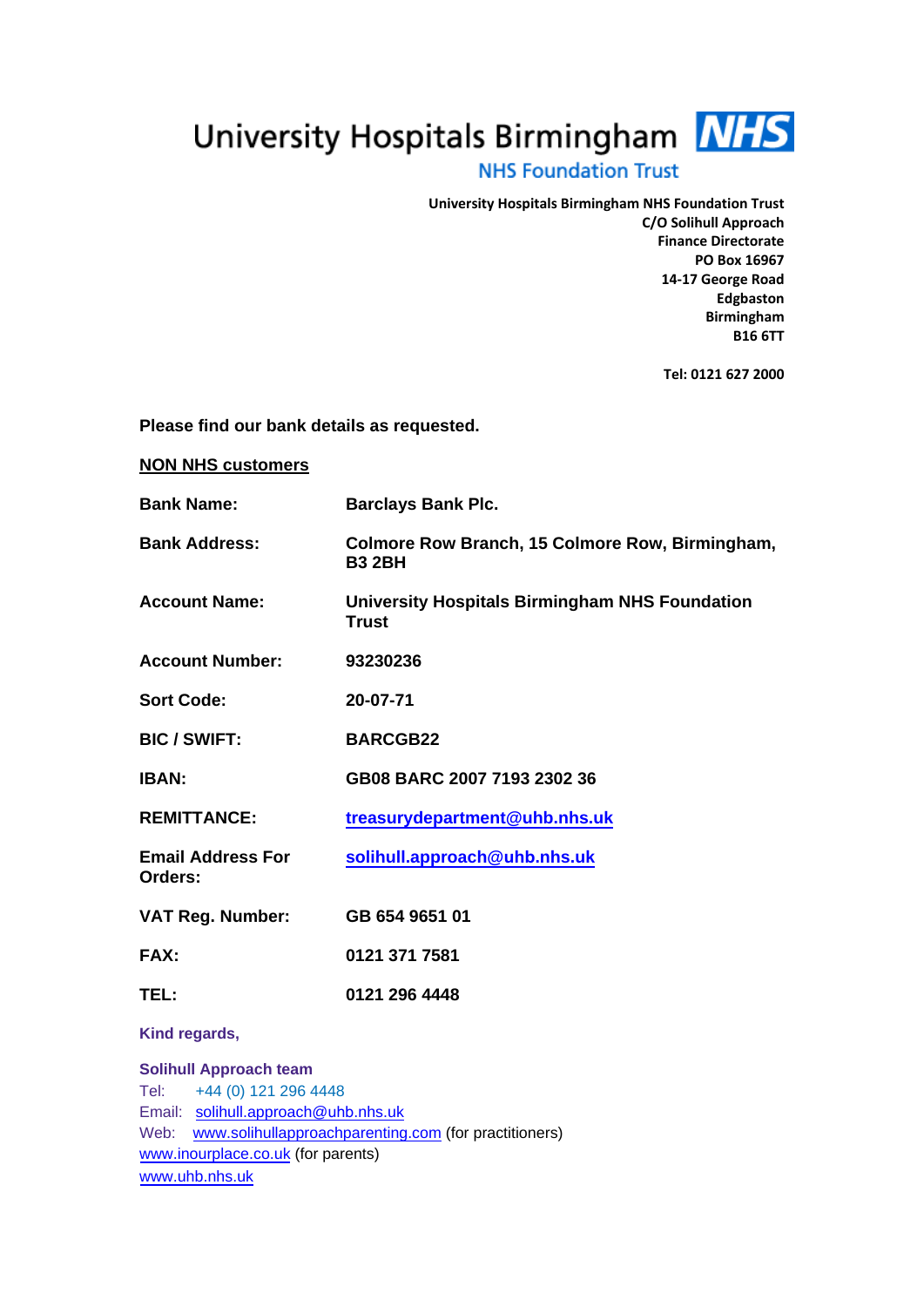# University Hospitals Birmingham NHS

NHS Foundation Trust

**University Hospitals Birmingham NHS Foundation Trust**
**C/O Solihull Approach**
**Finance Directorate**
**PO Box 16967**
**14-17 George Road**
**Edgbaston**
**Birmingham**
**B16 6TT**

**Tel: 0121 627 2000**

**Please find our bank details as requested.**

**NON NHS customers**

| | |
|---|---|
| **Bank Name:** | **Barclays Bank Plc.** |
| **Bank Address:** | **Colmore Row Branch, 15 Colmore Row, Birmingham, B3 2BH** |
| **Account Name:** | **University Hospitals Birmingham NHS Foundation Trust** |
| **Account Number:** | **93230236** |
| **Sort Code:** | **20-07-71** |
| **BIC / SWIFT:** | **BARCGB22** |
| **IBAN:** | **GB08 BARC 2007 7193 2302 36** |
| **REMITTANCE:** | **treasurydepartment@uhb.nhs.uk** |
| **Email Address For Orders:** | **solihull.approach@uhb.nhs.uk** |
| **VAT Reg. Number:** | **GB 654 9651 01** |
| **FAX:** | **0121 371 7581** |
| **TEL:** | **0121 296 4448** |

**Kind regards,**

**Solihull Approach team**
Tel: +44 (0) 121 296 4448
Email: solihull.approach@uhb.nhs.uk
Web: www.solihullapproachparenting.com (for practitioners)
www.inourplace.co.uk (for parents)
www.uhb.nhs.uk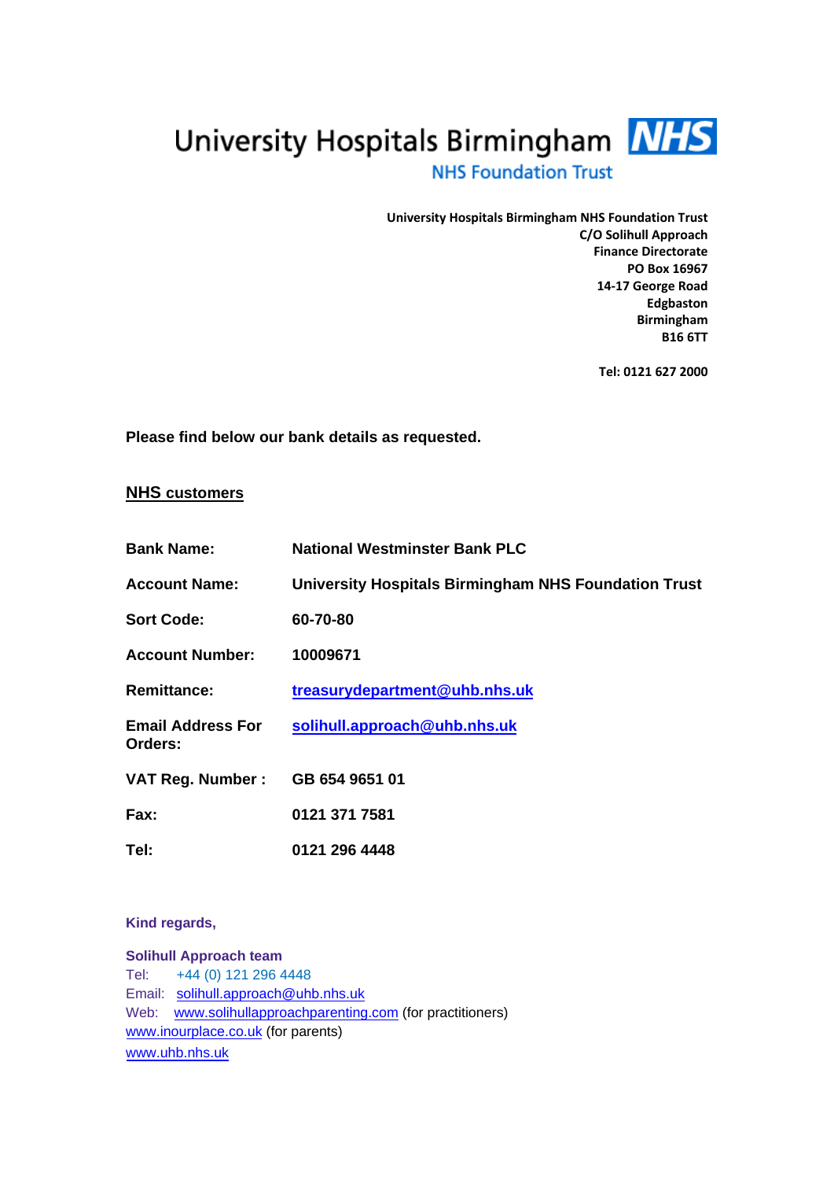University Hospitals Birmingham **NHS**

NHS Foundation Trust

**University Hospitals Birmingham NHS Foundation Trust**
**C/O Solihull Approach**
**Finance Directorate**
**PO Box 16967**
**14-17 George Road**
**Edgbaston**
**Birmingham**
**B16 6TT**

**Tel: 0121 627 2000**

**Please find below our bank details as requested.**

**NHS customers**

| | |
|---|---|
| **Bank Name:** | **National Westminster Bank PLC** |
| **Account Name:** | **University Hospitals Birmingham NHS Foundation Trust** |
| **Sort Code:** | **60-70-80** |
| **Account Number:** | **10009671** |
| **Remittance:** | **treasurydepartment@uhb.nhs.uk** |
| **Email Address For Orders:** | **solihull.approach@uhb.nhs.uk** |
| **VAT Reg. Number :** | **GB 654 9651 01** |
| **Fax:** | **0121 371 7581** |
| **Tel:** | **0121 296 4448** |

**Kind regards,**

**Solihull Approach team**
Tel: +44 (0) 121 296 4448
Email: solihull.approach@uhb.nhs.uk
Web: www.solihullapproachparenting.com (for practitioners)
www.inourplace.co.uk (for parents)
www.uhb.nhs.uk